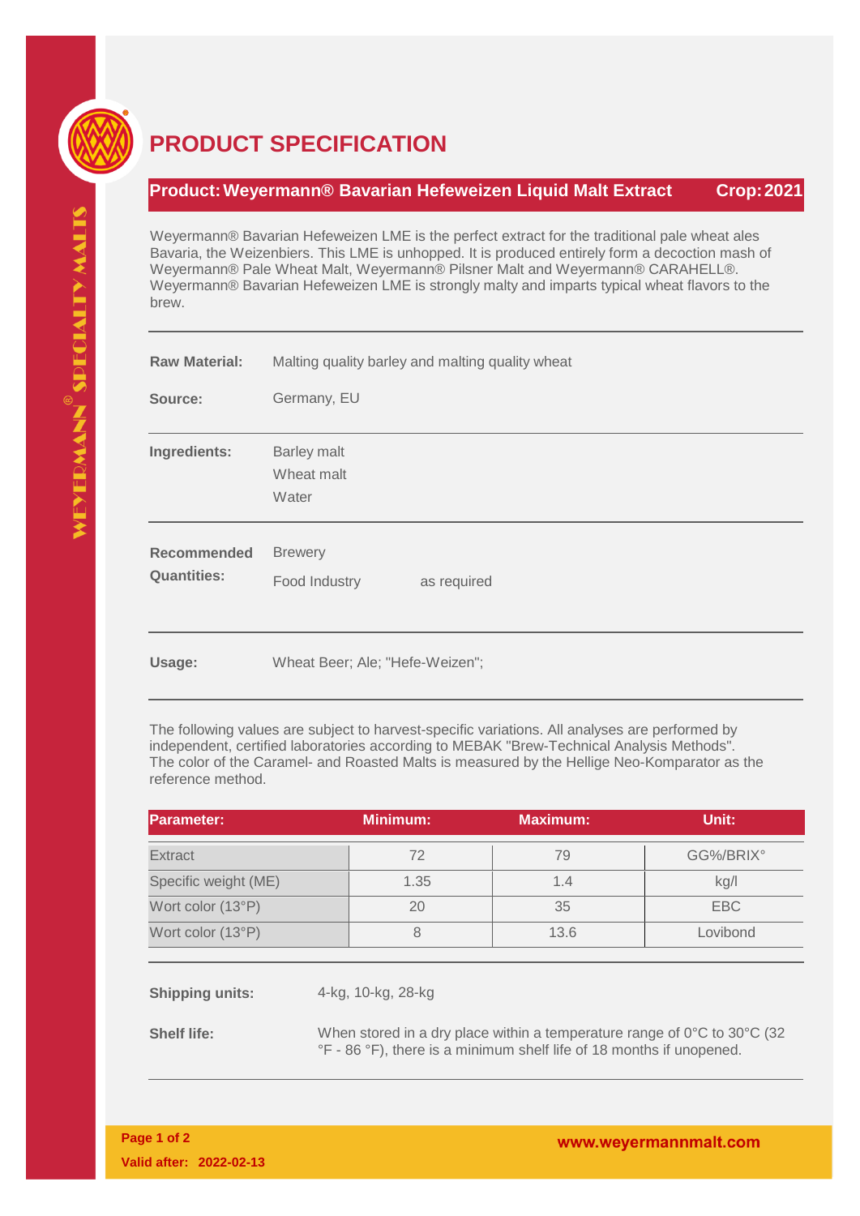# PRODUCT SPECIFICATION

**Product: Weyermann® Bavarian Hefeweizen Liquid Malt Extract** **Crop: 2021**

Weyermann® Bavarian Hefeweizen LME is the perfect extract for the traditional pale wheat ales Bavaria, the Weizenbiers. This LME is unhopped. It is produced entirely form a decoction mash of Weyermann® Pale Wheat Malt, Weyermann® Pilsner Malt and Weyermann® CARAHELL®. Weyermann® Bavarian Hefeweizen LME is strongly malty and imparts typical wheat flavors to the brew.

**Raw Material:** Malting quality barley and malting quality wheat

**Source:** Germany, EU

**Ingredients:**
Barley malt
Wheat malt
Water

**Recommended Quantities:**
Brewery
Food Industry as required

**Usage:** Wheat Beer; Ale; "Hefe-Weizen";

The following values are subject to harvest-specific variations. All analyses are performed by independent, certified laboratories according to MEBAK "Brew-Technical Analysis Methods". The color of the Caramel- and Roasted Malts is measured by the Hellige Neo-Komparator as the reference method.

| Parameter: | Minimum: | Maximum: | Unit: |
| --- | --- | --- | --- |
| Extract | 72 | 79 | GG%/BRIX° |
| Specific weight (ME) | 1.35 | 1.4 | kg/l |
| Wort color (13°P) | 20 | 35 | EBC |
| Wort color (13°P) | 8 | 13.6 | Lovibond |

**Shipping units:** 4-kg, 10-kg, 28-kg

**Shelf life:** When stored in a dry place within a temperature range of 0°C to 30°C (32 °F - 86 °F), there is a minimum shelf life of 18 months if unopened.

Valid after: 2022-02-13

www.weyermannmalt.com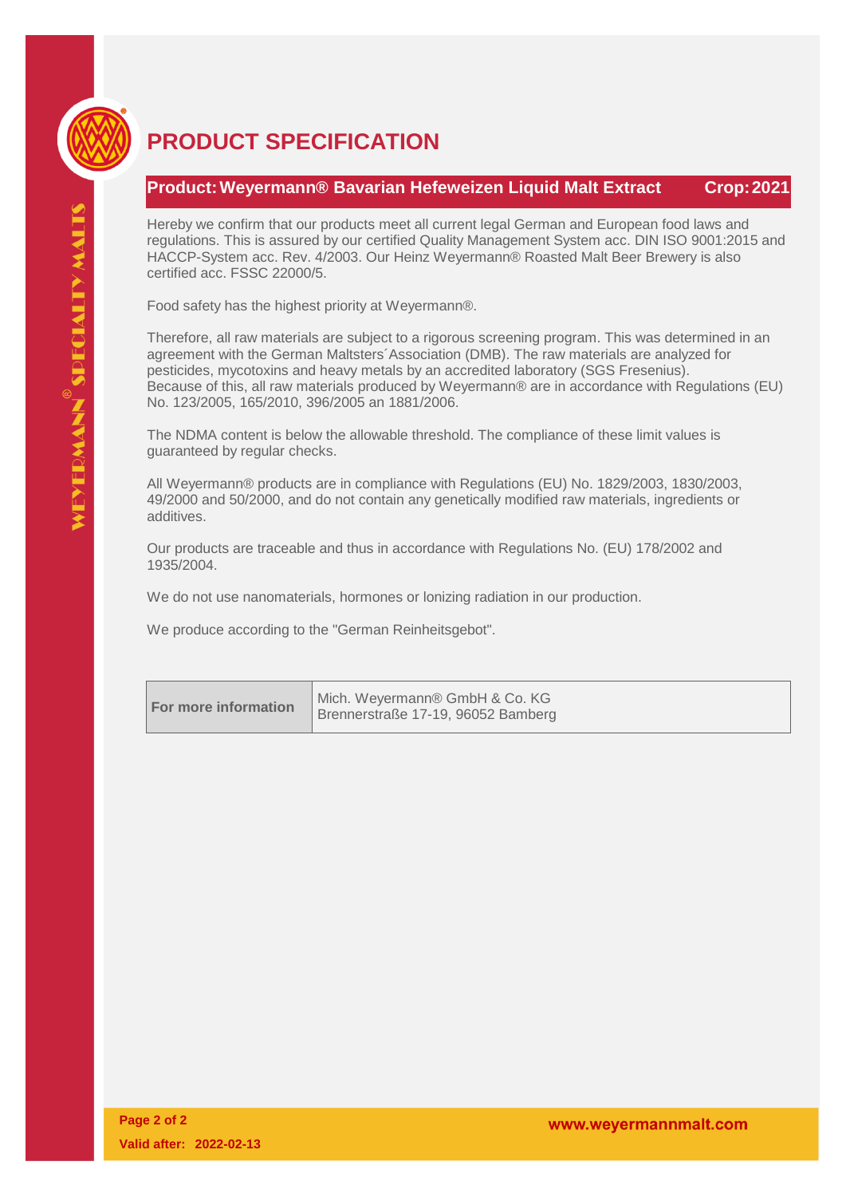# PRODUCT SPECIFICATION

**Product: Weyermann® Bavarian Hefeweizen Liquid Malt Extract** **Crop: 2021**

Hereby we confirm that our products meet all current legal German and European food laws and regulations. This is assured by our certified Quality Management System acc. DIN ISO 9001:2015 and HACCP-System acc. Rev. 4/2003. Our Heinz Weyermann® Roasted Malt Beer Brewery is also certified acc. FSSC 22000/5.

Food safety has the highest priority at Weyermann®.

Therefore, all raw materials are subject to a rigorous screening program. This was determined in an agreement with the German Maltsters´Association (DMB). The raw materials are analyzed for pesticides, mycotoxins and heavy metals by an accredited laboratory (SGS Fresenius). Because of this, all raw materials produced by Weyermann® are in accordance with Regulations (EU) No. 123/2005, 165/2010, 396/2005 an 1881/2006.

The NDMA content is below the allowable threshold. The compliance of these limit values is guaranteed by regular checks.

All Weyermann® products are in compliance with Regulations (EU) No. 1829/2003, 1830/2003, 49/2000 and 50/2000, and do not contain any genetically modified raw materials, ingredients or additives.

Our products are traceable and thus in accordance with Regulations No. (EU) 178/2002 and 1935/2004.

We do not use nanomaterials, hormones or Ionizing radiation in our production.

We produce according to the "German Reinheitsgebot".

| | |
|---|---|
| **For more information** | Mich. Weyermann® GmbH & Co. KG<br>Brennerstraße 17-19, 96052 Bamberg |

**Valid after: 2022-02-13**

**www.weyermannmalt.com**